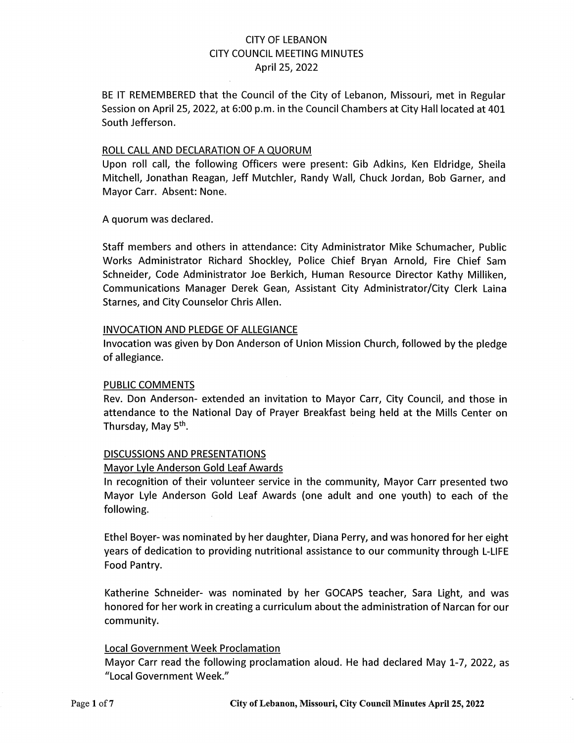# CITY OF LEBANON
## CITY COUNCIL MEETING MINUTES
### April 25, 2022

BE IT REMEMBERED that the Council of the City of Lebanon, Missouri, met in Regular Session on April 25, 2022, at 6:00 p.m. in the Council Chambers at City Hall located at 401 South Jefferson.

ROLL CALL AND DECLARATION OF A QUORUM

Upon roll call, the following Officers were present: Gib Adkins, Ken Eldridge, Sheila Mitchell, Jonathan Reagan, Jeff Mutchler, Randy Wall, Chuck Jordan, Bob Garner, and Mayor Carr. Absent: None.

A quorum was declared.

Staff members and others in attendance: City Administrator Mike Schumacher, Public Works Administrator Richard Shockley, Police Chief Bryan Arnold, Fire Chief Sam Schneider, Code Administrator Joe Berkich, Human Resource Director Kathy Milliken, Communications Manager Derek Gean, Assistant City Administrator/City Clerk Laina Starnes, and City Counselor Chris Allen.

INVOCATION AND PLEDGE OF ALLEGIANCE

Invocation was given by Don Anderson of Union Mission Church, followed by the pledge of allegiance.

PUBLIC COMMENTS

Rev. Don Anderson- extended an invitation to Mayor Carr, City Council, and those in attendance to the National Day of Prayer Breakfast being held at the Mills Center on Thursday, May 5th.

DISCUSSIONS AND PRESENTATIONS

Mayor Lyle Anderson Gold Leaf Awards

In recognition of their volunteer service in the community, Mayor Carr presented two Mayor Lyle Anderson Gold Leaf Awards (one adult and one youth) to each of the following.

Ethel Boyer- was nominated by her daughter, Diana Perry, and was honored for her eight years of dedication to providing nutritional assistance to our community through L-LIFE Food Pantry.

Katherine Schneider- was nominated by her GOCAPS teacher, Sara Light, and was honored for her work in creating a curriculum about the administration of Narcan for our community.

Local Government Week Proclamation

Mayor Carr read the following proclamation aloud. He had declared May 1-7, 2022, as "Local Government Week."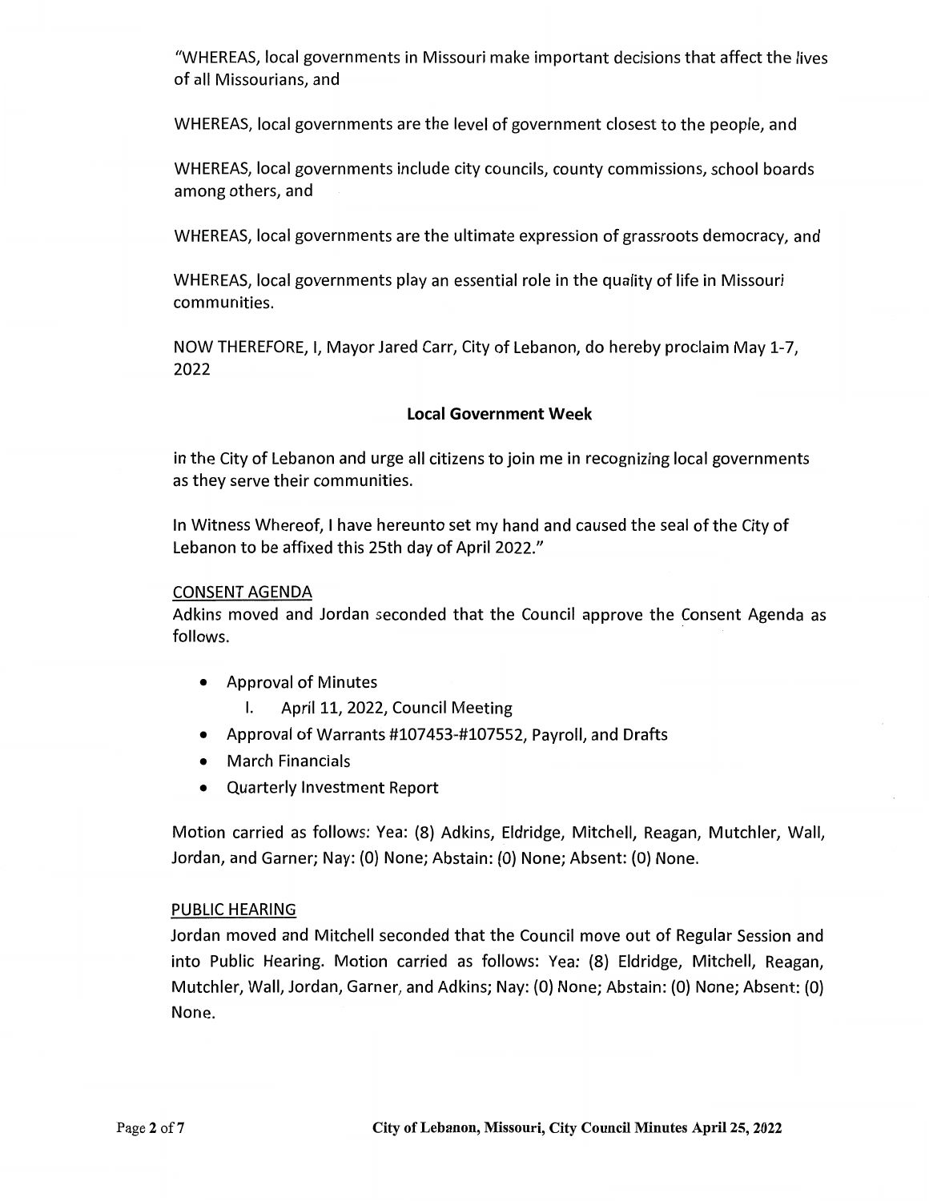"WHEREAS, local governments in Missouri make important decisions that affect the lives of all Missourians, and

WHEREAS, local governments are the level of government closest to the people, and

WHEREAS, local governments include city councils, county commissions, school boards among others, and

WHEREAS, local governments are the ultimate expression of grassroots democracy, and

WHEREAS, local governments play an essential role in the quality of life in Missouri communities.

NOW THEREFORE, I, Mayor Jared Carr, City of Lebanon, do hereby proclaim May 1-7, 2022

**Local Government Week**

in the City of Lebanon and urge all citizens to join me in recognizing local governments as they serve their communities.

In Witness Whereof, I have hereunto set my hand and caused the seal of the City of Lebanon to be affixed this 25th day of April 2022."

CONSENT AGENDA

Adkins moved and Jordan seconded that the Council approve the Consent Agenda as follows.

- Approval of Minutes
    I. April 11, 2022, Council Meeting
- Approval of Warrants #107453-#107552, Payroll, and Drafts
- March Financials
- Quarterly Investment Report

Motion carried as follows: Yea: (8) Adkins, Eldridge, Mitchell, Reagan, Mutchler, Wall, Jordan, and Garner; Nay: (0) None; Abstain: (0) None; Absent: (0) None.

PUBLIC HEARING

Jordan moved and Mitchell seconded that the Council move out of Regular Session and into Public Hearing. Motion carried as follows: Yea: (8) Eldridge, Mitchell, Reagan, Mutchler, Wall, Jordan, Garner, and Adkins; Nay: (0) None; Abstain: (0) None; Absent: (0) None.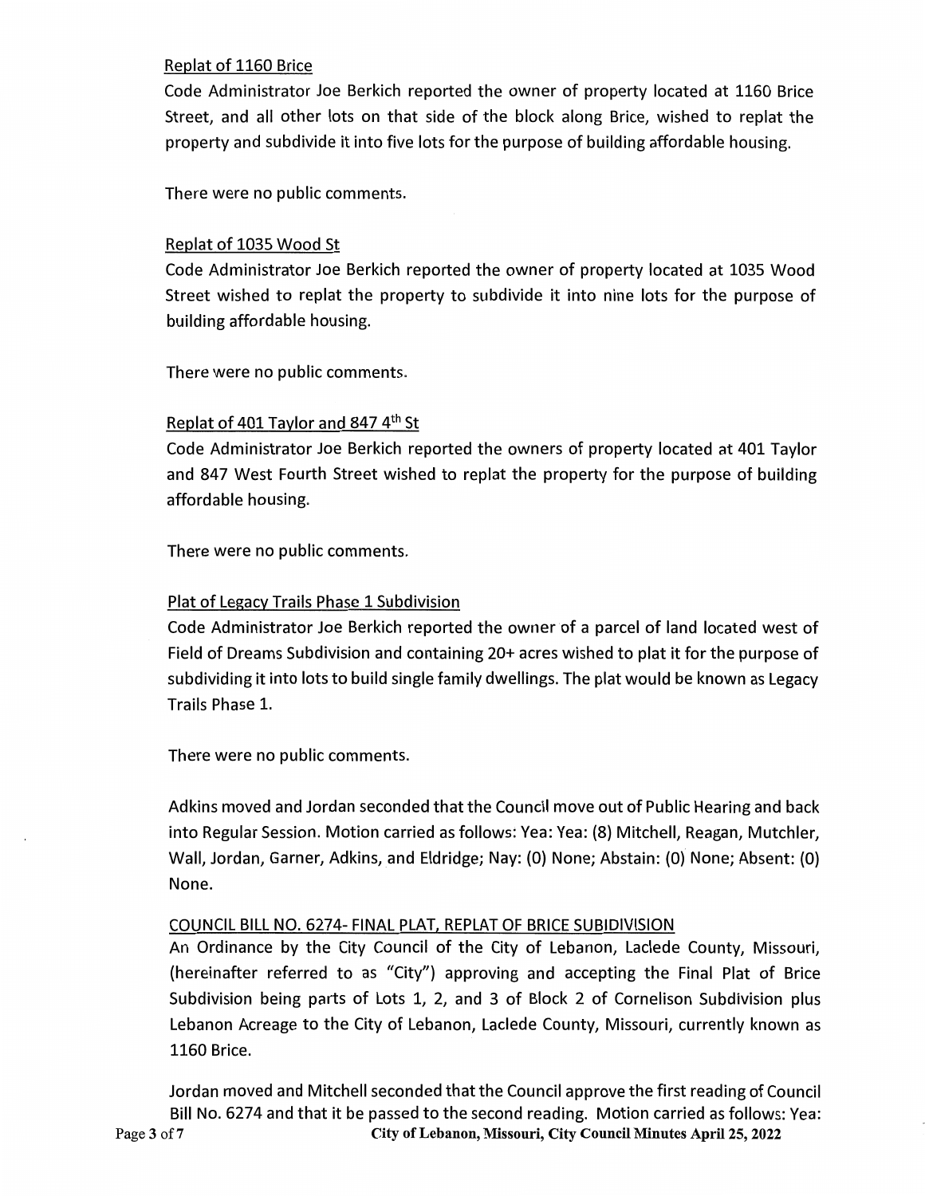Replat of 1160 Brice

Code Administrator Joe Berkich reported the owner of property located at 1160 Brice Street, and all other lots on that side of the block along Brice, wished to replat the property and subdivide it into five lots for the purpose of building affordable housing.

There were no public comments.

Replat of 1035 Wood St

Code Administrator Joe Berkich reported the owner of property located at 1035 Wood Street wished to replat the property to subdivide it into nine lots for the purpose of building affordable housing.

There were no public comments.

Replat of 401 Taylor and 847 4th St

Code Administrator Joe Berkich reported the owners of property located at 401 Taylor and 847 West Fourth Street wished to replat the property for the purpose of building affordable housing.

There were no public comments.

Plat of Legacy Trails Phase 1 Subdivision

Code Administrator Joe Berkich reported the owner of a parcel of land located west of Field of Dreams Subdivision and containing 20+ acres wished to plat it for the purpose of subdividing it into lots to build single family dwellings. The plat would be known as Legacy Trails Phase 1.

There were no public comments.

Adkins moved and Jordan seconded that the Council move out of Public Hearing and back into Regular Session. Motion carried as follows: Yea: Yea: (8) Mitchell, Reagan, Mutchler, Wall, Jordan, Garner, Adkins, and Eldridge; Nay: (0) None; Abstain: (0) None; Absent: (0) None.

COUNCIL BILL NO. 6274- FINAL PLAT, REPLAT OF BRICE SUBIDIVISION

An Ordinance by the City Council of the City of Lebanon, Laclede County, Missouri, (hereinafter referred to as "City") approving and accepting the Final Plat of Brice Subdivision being parts of Lots 1, 2, and 3 of Block 2 of Cornelison Subdivision plus Lebanon Acreage to the City of Lebanon, Laclede County, Missouri, currently known as 1160 Brice.

Jordan moved and Mitchell seconded that the Council approve the first reading of Council Bill No. 6274 and that it be passed to the second reading. Motion carried as follows: Yea: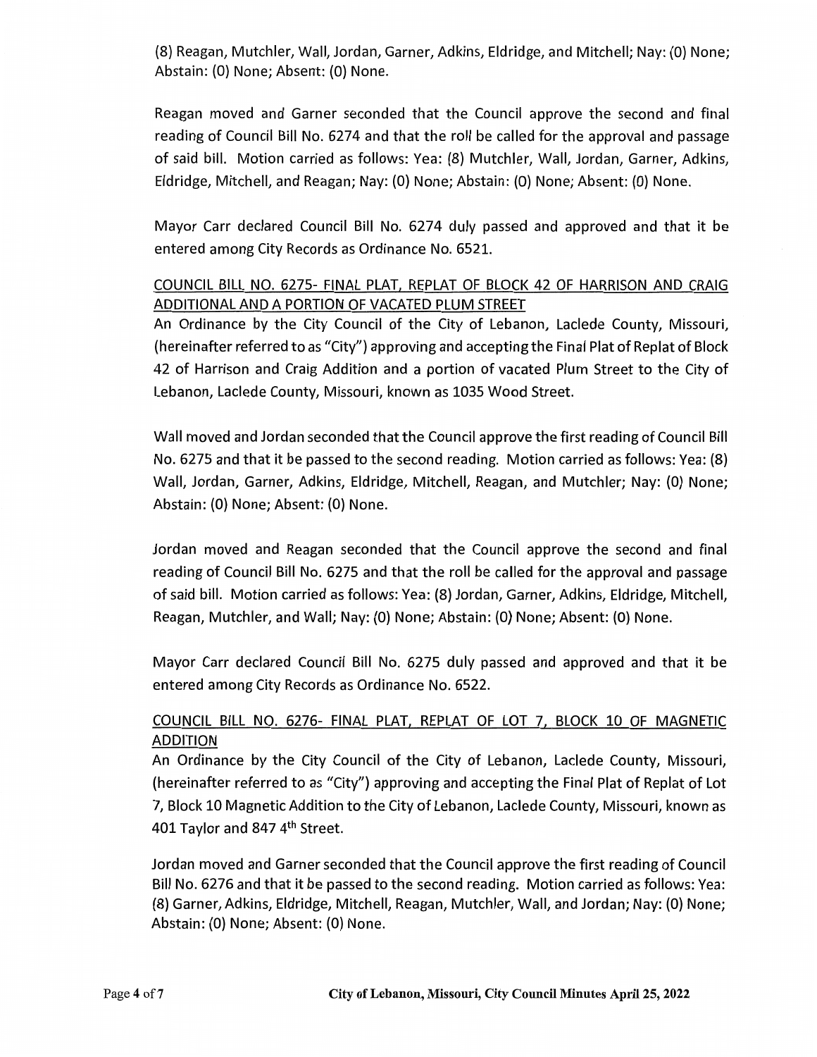(8) Reagan, Mutchler, Wall, Jordan, Garner, Adkins, Eldridge, and Mitchell; Nay: (0) None; Abstain: (0) None; Absent: (0) None.

Reagan moved and Garner seconded that the Council approve the second and final reading of Council Bill No. 6274 and that the roll be called for the approval and passage of said bill. Motion carried as follows: Yea: (8) Mutchler, Wall, Jordan, Garner, Adkins, Eldridge, Mitchell, and Reagan; Nay: (0) None; Abstain: (0) None; Absent: (0) None.

Mayor Carr declared Council Bill No. 6274 duly passed and approved and that it be entered among City Records as Ordinance No. 6521.

COUNCIL BILL NO. 6275- FINAL PLAT, REPLAT OF BLOCK 42 OF HARRISON AND CRAIG ADDITIONAL AND A PORTION OF VACATED PLUM STREET

An Ordinance by the City Council of the City of Lebanon, Laclede County, Missouri, (hereinafter referred to as "City") approving and accepting the Final Plat of Replat of Block 42 of Harrison and Craig Addition and a portion of vacated Plum Street to the City of Lebanon, Laclede County, Missouri, known as 1035 Wood Street.

Wall moved and Jordan seconded that the Council approve the first reading of Council Bill No. 6275 and that it be passed to the second reading. Motion carried as follows: Yea: (8) Wall, Jordan, Garner, Adkins, Eldridge, Mitchell, Reagan, and Mutchler; Nay: (0) None; Abstain: (0) None; Absent: (0) None.

Jordan moved and Reagan seconded that the Council approve the second and final reading of Council Bill No. 6275 and that the roll be called for the approval and passage of said bill. Motion carried as follows: Yea: (8) Jordan, Garner, Adkins, Eldridge, Mitchell, Reagan, Mutchler, and Wall; Nay: (0) None; Abstain: (0) None; Absent: (0) None.

Mayor Carr declared Council Bill No. 6275 duly passed and approved and that it be entered among City Records as Ordinance No. 6522.

COUNCIL BILL NO. 6276- FINAL PLAT, REPLAT OF LOT 7, BLOCK 10 OF MAGNETIC ADDITION

An Ordinance by the City Council of the City of Lebanon, Laclede County, Missouri, (hereinafter referred to as "City") approving and accepting the Final Plat of Replat of Lot 7, Block 10 Magnetic Addition to the City of Lebanon, Laclede County, Missouri, known as 401 Taylor and 847 4th Street.

Jordan moved and Garner seconded that the Council approve the first reading of Council Bill No. 6276 and that it be passed to the second reading. Motion carried as follows: Yea: (8) Garner, Adkins, Eldridge, Mitchell, Reagan, Mutchler, Wall, and Jordan; Nay: (0) None; Abstain: (0) None; Absent: (0) None.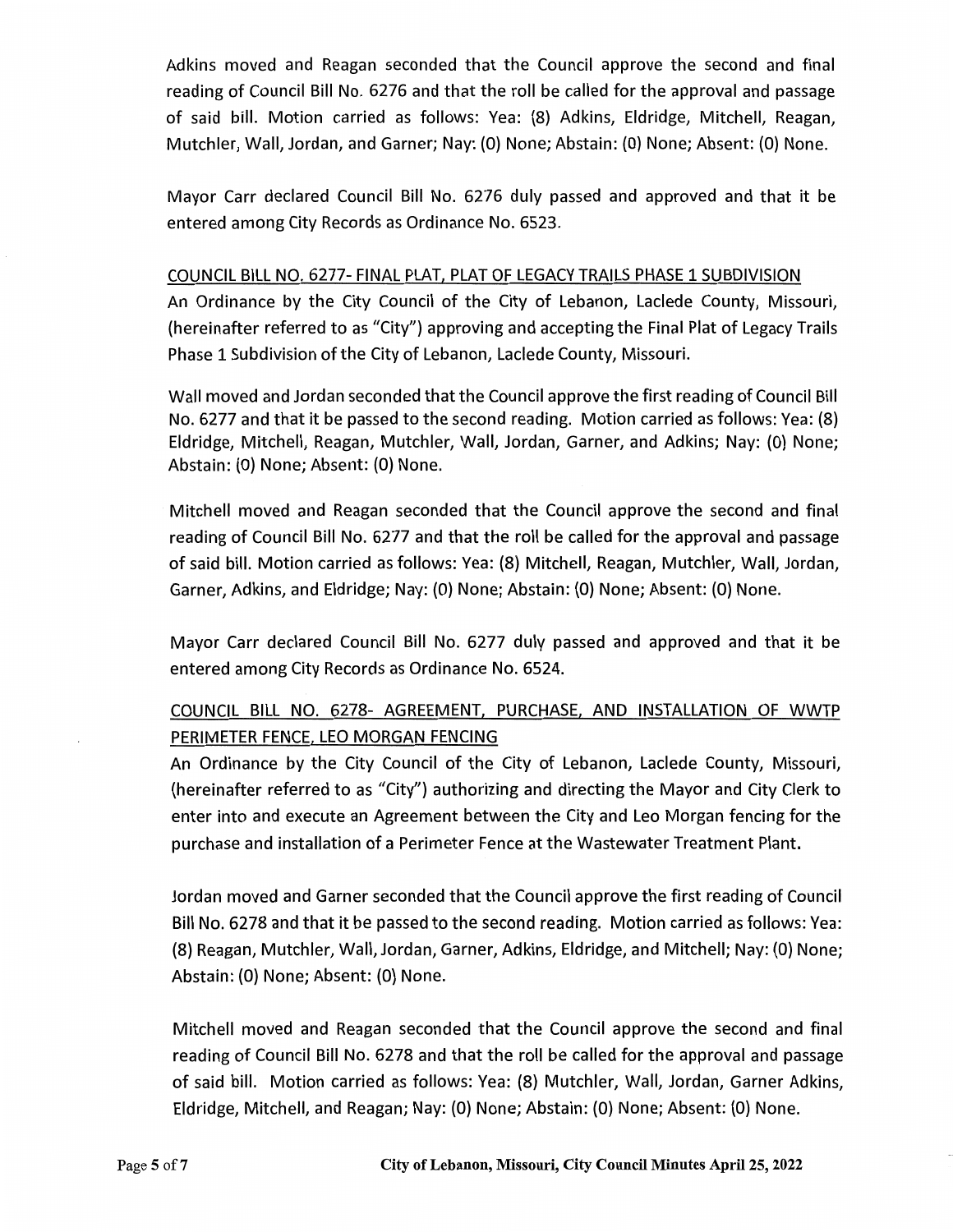Adkins moved and Reagan seconded that the Council approve the second and final reading of Council Bill No. 6276 and that the roll be called for the approval and passage of said bill. Motion carried as follows: Yea: (8) Adkins, Eldridge, Mitchell, Reagan, Mutchler, Wall, Jordan, and Garner; Nay: (0) None; Abstain: (0) None; Absent: (0) None.

Mayor Carr declared Council Bill No. 6276 duly passed and approved and that it be entered among City Records as Ordinance No. 6523.

COUNCIL BILL NO. 6277- FINAL PLAT, PLAT OF LEGACY TRAILS PHASE 1 SUBDIVISION

An Ordinance by the City Council of the City of Lebanon, Laclede County, Missouri, (hereinafter referred to as "City") approving and accepting the Final Plat of Legacy Trails Phase 1 Subdivision of the City of Lebanon, Laclede County, Missouri.

Wall moved and Jordan seconded that the Council approve the first reading of Council Bill No. 6277 and that it be passed to the second reading. Motion carried as follows: Yea: (8) Eldridge, Mitchell, Reagan, Mutchler, Wall, Jordan, Garner, and Adkins; Nay: (0) None; Abstain: (0) None; Absent: (0) None.

Mitchell moved and Reagan seconded that the Council approve the second and final reading of Council Bill No. 6277 and that the roll be called for the approval and passage of said bill. Motion carried as follows: Yea: (8) Mitchell, Reagan, Mutchler, Wall, Jordan, Garner, Adkins, and Eldridge; Nay: (0) None; Abstain: (0) None; Absent: (0) None.

Mayor Carr declared Council Bill No. 6277 duly passed and approved and that it be entered among City Records as Ordinance No. 6524.

COUNCIL BILL NO. 6278- AGREEMENT, PURCHASE, AND INSTALLATION OF WWTP PERIMETER FENCE, LEO MORGAN FENCING

An Ordinance by the City Council of the City of Lebanon, Laclede County, Missouri, (hereinafter referred to as "City") authorizing and directing the Mayor and City Clerk to enter into and execute an Agreement between the City and Leo Morgan fencing for the purchase and installation of a Perimeter Fence at the Wastewater Treatment Plant.

Jordan moved and Garner seconded that the Council approve the first reading of Council Bill No. 6278 and that it be passed to the second reading. Motion carried as follows: Yea: (8) Reagan, Mutchler, Wall, Jordan, Garner, Adkins, Eldridge, and Mitchell; Nay: (0) None; Abstain: (0) None; Absent: (0) None.

Mitchell moved and Reagan seconded that the Council approve the second and final reading of Council Bill No. 6278 and that the roll be called for the approval and passage of said bill. Motion carried as follows: Yea: (8) Mutchler, Wall, Jordan, Garner Adkins, Eldridge, Mitchell, and Reagan; Nay: (0) None; Abstain: (0) None; Absent: (0) None.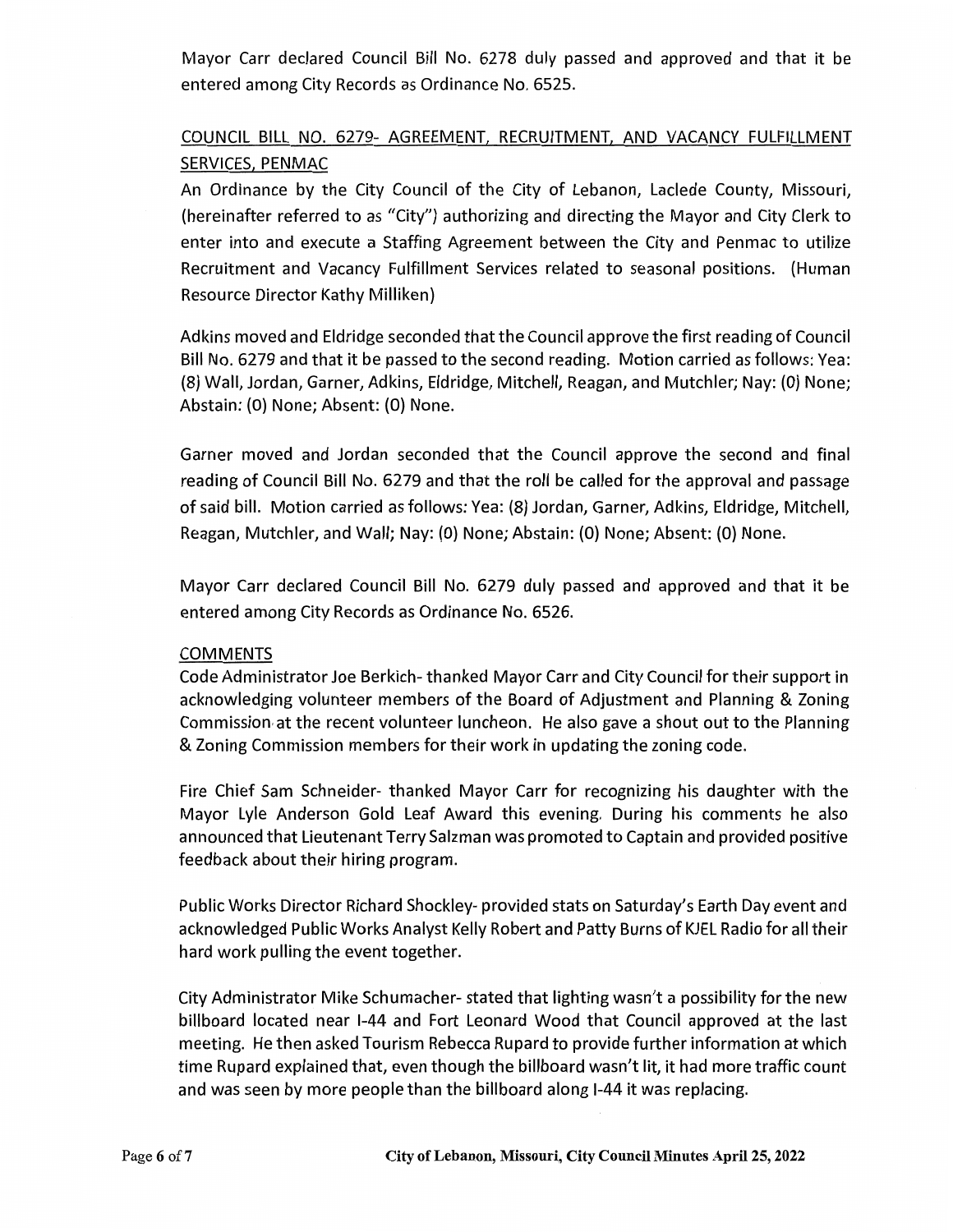Mayor Carr declared Council Bill No. 6278 duly passed and approved and that it be entered among City Records as Ordinance No. 6525.

## COUNCIL BILL NO. 6279- AGREEMENT, RECRUITMENT, AND VACANCY FULFILLMENT SERVICES, PENMAC

An Ordinance by the City Council of the City of Lebanon, Laclede County, Missouri, (hereinafter referred to as "City") authorizing and directing the Mayor and City Clerk to enter into and execute a Staffing Agreement between the City and Penmac to utilize Recruitment and Vacancy Fulfillment Services related to seasonal positions. (Human Resource Director Kathy Milliken)

Adkins moved and Eldridge seconded that the Council approve the first reading of Council Bill No. 6279 and that it be passed to the second reading. Motion carried as follows: Yea: (8) Wall, Jordan, Garner, Adkins, Eldridge, Mitchell, Reagan, and Mutchler; Nay: (0) None; Abstain: (0) None; Absent: (0) None.

Garner moved and Jordan seconded that the Council approve the second and final reading of Council Bill No. 6279 and that the roll be called for the approval and passage of said bill. Motion carried as follows: Yea: (8) Jordan, Garner, Adkins, Eldridge, Mitchell, Reagan, Mutchler, and Wall; Nay: (0) None; Abstain: (0) None; Absent: (0) None.

Mayor Carr declared Council Bill No. 6279 duly passed and approved and that it be entered among City Records as Ordinance No. 6526.

## COMMENTS

Code Administrator Joe Berkich- thanked Mayor Carr and City Council for their support in acknowledging volunteer members of the Board of Adjustment and Planning & Zoning Commission at the recent volunteer luncheon. He also gave a shout out to the Planning & Zoning Commission members for their work in updating the zoning code.

Fire Chief Sam Schneider- thanked Mayor Carr for recognizing his daughter with the Mayor Lyle Anderson Gold Leaf Award this evening. During his comments he also announced that Lieutenant Terry Salzman was promoted to Captain and provided positive feedback about their hiring program.

Public Works Director Richard Shockley- provided stats on Saturday's Earth Day event and acknowledged Public Works Analyst Kelly Robert and Patty Burns of KJEL Radio for all their hard work pulling the event together.

City Administrator Mike Schumacher- stated that lighting wasn't a possibility for the new billboard located near I-44 and Fort Leonard Wood that Council approved at the last meeting. He then asked Tourism Rebecca Rupard to provide further information at which time Rupard explained that, even though the billboard wasn't lit, it had more traffic count and was seen by more people than the billboard along I-44 it was replacing.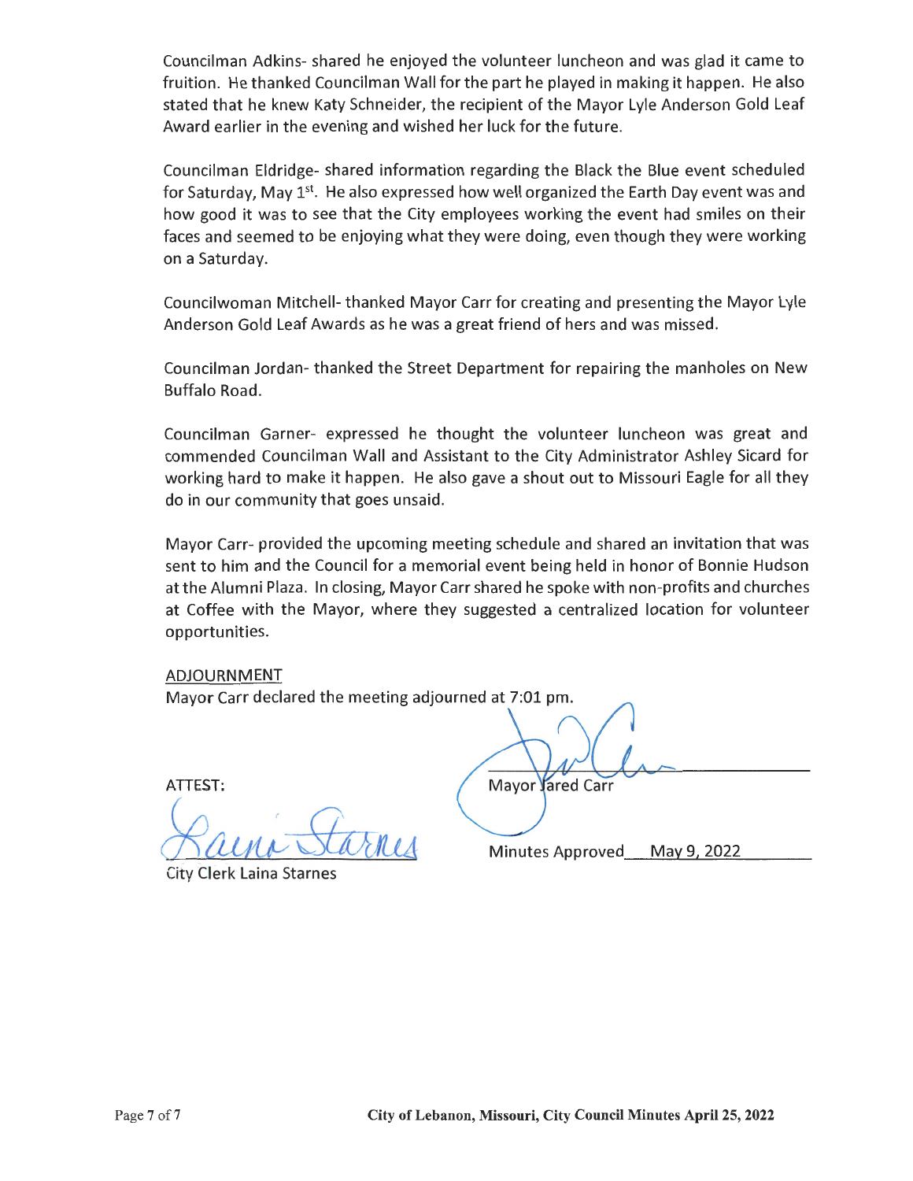Councilman Adkins- shared he enjoyed the volunteer luncheon and was glad it came to fruition. He thanked Councilman Wall for the part he played in making it happen. He also stated that he knew Katy Schneider, the recipient of the Mayor Lyle Anderson Gold Leaf Award earlier in the evening and wished her luck for the future.

Councilman Eldridge- shared information regarding the Black the Blue event scheduled for Saturday, May 1st. He also expressed how well organized the Earth Day event was and how good it was to see that the City employees working the event had smiles on their faces and seemed to be enjoying what they were doing, even though they were working on a Saturday.

Councilwoman Mitchell- thanked Mayor Carr for creating and presenting the Mayor Lyle Anderson Gold Leaf Awards as he was a great friend of hers and was missed.

Councilman Jordan- thanked the Street Department for repairing the manholes on New Buffalo Road.

Councilman Garner- expressed he thought the volunteer luncheon was great and commended Councilman Wall and Assistant to the City Administrator Ashley Sicard for working hard to make it happen. He also gave a shout out to Missouri Eagle for all they do in our community that goes unsaid.

Mayor Carr- provided the upcoming meeting schedule and shared an invitation that was sent to him and the Council for a memorial event being held in honor of Bonnie Hudson at the Alumni Plaza. In closing, Mayor Carr shared he spoke with non-profits and churches at Coffee with the Mayor, where they suggested a centralized location for volunteer opportunities.

ADJOURNMENT

Mayor Carr declared the meeting adjourned at 7:01 pm.

ATTEST:

City Clerk Laina Starnes

Mayor Jared Carr

Minutes Approved May 9, 2022

City of Lebanon, Missouri, City Council Minutes April 25, 2022